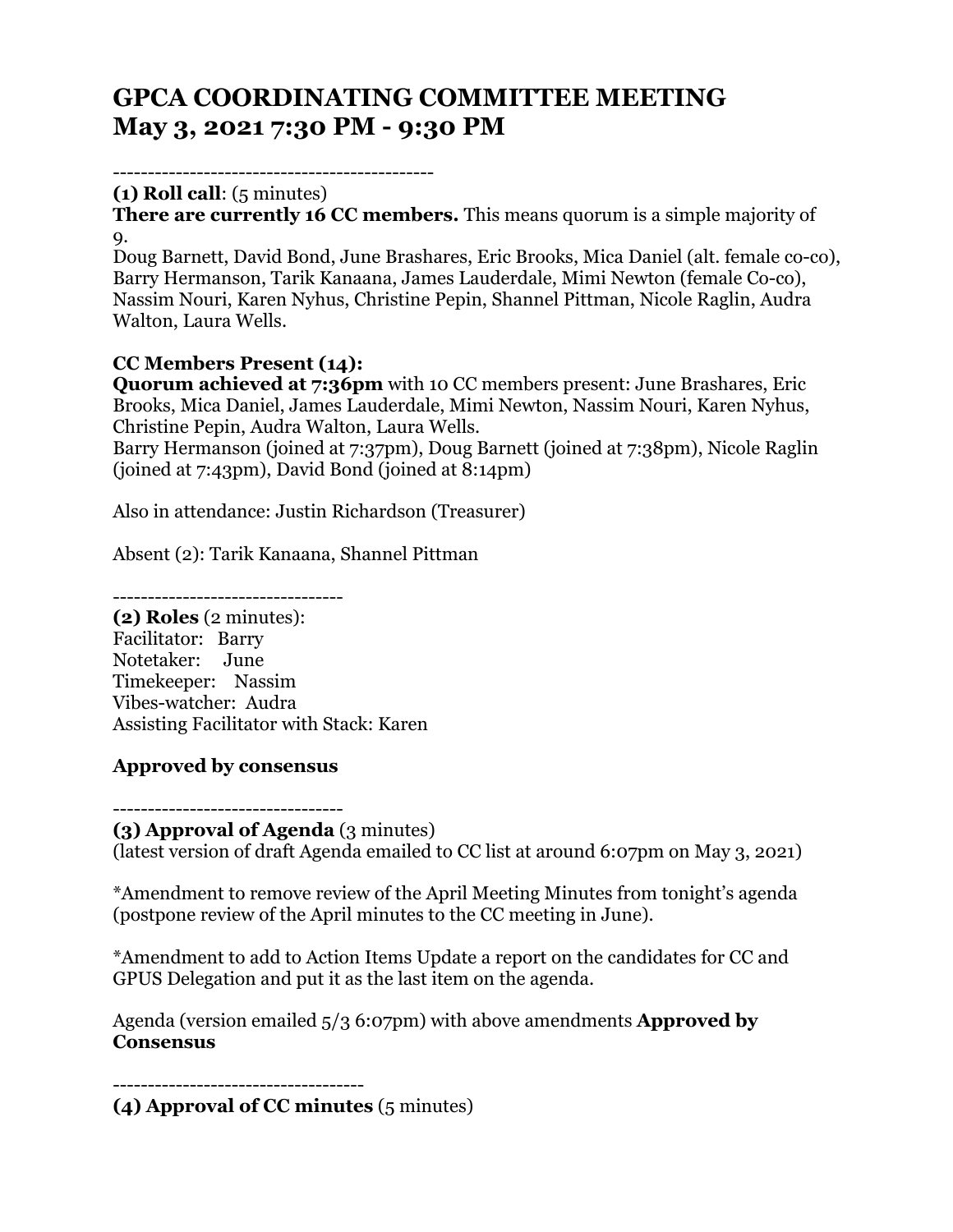# GPCA COORDINATING COMMITTEE MEETING
# May 3, 2021 7:30 PM - 9:30 PM

---

**(1) Roll call**: (5 minutes)

**There are currently 16 CC members.** This means quorum is a simple majority of 9.

Doug Barnett, David Bond, June Brashares, Eric Brooks, Mica Daniel (alt. female co-co), Barry Hermanson, Tarik Kanaana, James Lauderdale, Mimi Newton (female Co-co), Nassim Nouri, Karen Nyhus, Christine Pepin, Shannel Pittman, Nicole Raglin, Audra Walton, Laura Wells.

**CC Members Present (14):**

**Quorum achieved at 7:36pm** with 10 CC members present: June Brashares, Eric Brooks, Mica Daniel, James Lauderdale, Mimi Newton, Nassim Nouri, Karen Nyhus, Christine Pepin, Audra Walton, Laura Wells.

Barry Hermanson (joined at 7:37pm), Doug Barnett (joined at 7:38pm), Nicole Raglin (joined at 7:43pm), David Bond (joined at 8:14pm)

Also in attendance: Justin Richardson (Treasurer)

Absent (2): Tarik Kanaana, Shannel Pittman

---

**(2) Roles** (2 minutes):

Facilitator: Barry
Notetaker: June
Timekeeper: Nassim
Vibes-watcher: Audra
Assisting Facilitator with Stack: Karen

**Approved by consensus**

---

**(3) Approval of Agenda** (3 minutes)

(latest version of draft Agenda emailed to CC list at around 6:07pm on May 3, 2021)

*Amendment to remove review of the April Meeting Minutes from tonight's agenda (postpone review of the April minutes to the CC meeting in June).

*Amendment to add to Action Items Update a report on the candidates for CC and GPUS Delegation and put it as the last item on the agenda.

Agenda (version emailed 5/3 6:07pm) with above amendments **Approved by Consensus**

---

**(4) Approval of CC minutes** (5 minutes)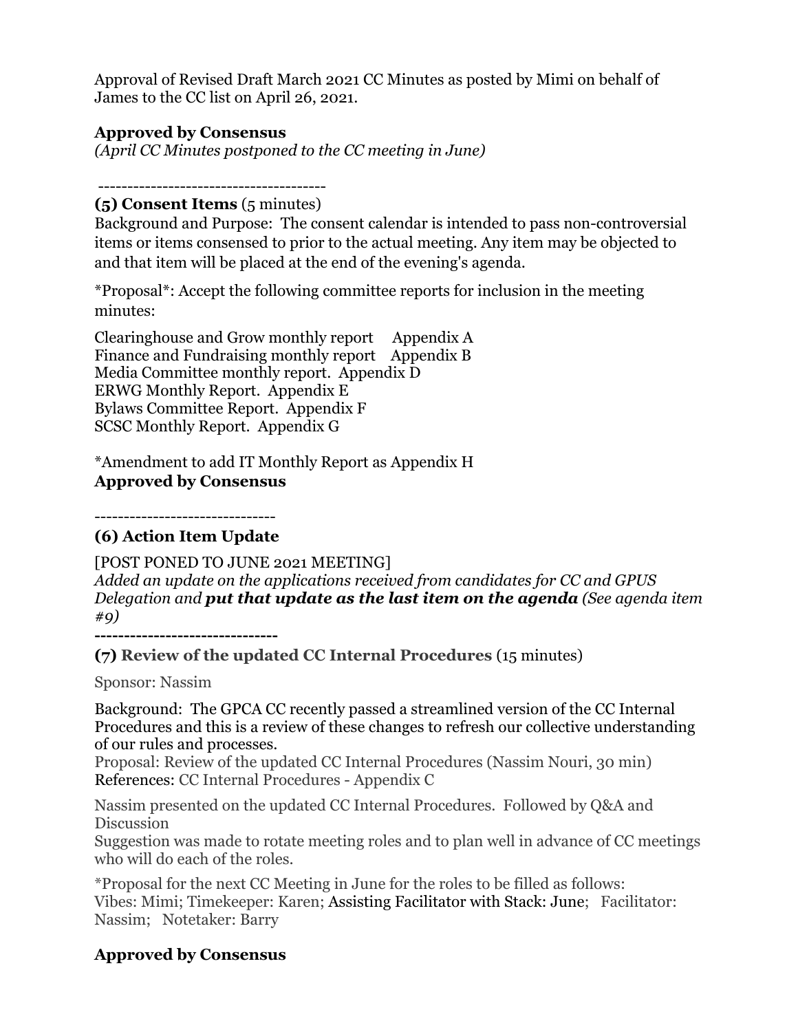Approval of Revised Draft March 2021 CC Minutes as posted by Mimi on behalf of James to the CC list on April 26, 2021.

**Approved by Consensus**
*(April CC Minutes postponed to the CC meeting in June)*

---------------------------------------

**(5) Consent Items** (5 minutes)
Background and Purpose: The consent calendar is intended to pass non-controversial items or items consensed to prior to the actual meeting. Any item may be objected to and that item will be placed at the end of the evening's agenda.

*Proposal*: Accept the following committee reports for inclusion in the meeting minutes:

Clearinghouse and Grow monthly report   Appendix A
Finance and Fundraising monthly report   Appendix B
Media Committee monthly report. Appendix D
ERWG Monthly Report. Appendix E
Bylaws Committee Report. Appendix F
SCSC Monthly Report. Appendix G

*Amendment to add IT Monthly Report as Appendix H
**Approved by Consensus**

-------------------------------

**(6) Action Item Update**

[POST PONED TO JUNE 2021 MEETING]
*Added an update on the applications received from candidates for CC and GPUS Delegation and **put that update as the last item on the agenda** (See agenda item #9)*

-------------------------------

**(7) Review of the updated CC Internal Procedures** (15 minutes)

Sponsor: Nassim

Background: The GPCA CC recently passed a streamlined version of the CC Internal Procedures and this is a review of these changes to refresh our collective understanding of our rules and processes.
Proposal: Review of the updated CC Internal Procedures (Nassim Nouri, 30 min)
References: CC Internal Procedures - Appendix C

Nassim presented on the updated CC Internal Procedures. Followed by Q&A and Discussion
Suggestion was made to rotate meeting roles and to plan well in advance of CC meetings who will do each of the roles.

*Proposal for the next CC Meeting in June for the roles to be filled as follows:
Vibes: Mimi; Timekeeper: Karen; Assisting Facilitator with Stack: June; Facilitator: Nassim; Notetaker: Barry

**Approved by Consensus**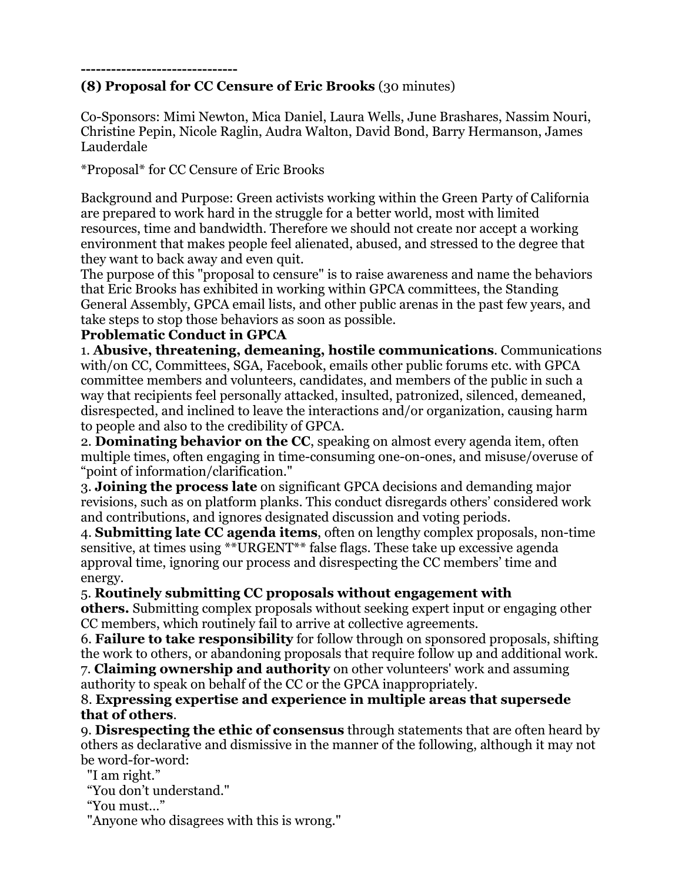-------------------------------

**(8) Proposal for CC Censure of Eric Brooks** (30 minutes)

Co-Sponsors: Mimi Newton, Mica Daniel, Laura Wells, June Brashares, Nassim Nouri, Christine Pepin, Nicole Raglin, Audra Walton, David Bond, Barry Hermanson, James Lauderdale

*Proposal* for CC Censure of Eric Brooks

Background and Purpose: Green activists working within the Green Party of California are prepared to work hard in the struggle for a better world, most with limited resources, time and bandwidth. Therefore we should not create nor accept a working environment that makes people feel alienated, abused, and stressed to the degree that they want to back away and even quit.

The purpose of this "proposal to censure" is to raise awareness and name the behaviors that Eric Brooks has exhibited in working within GPCA committees, the Standing General Assembly, GPCA email lists, and other public arenas in the past few years, and take steps to stop those behaviors as soon as possible.

**Problematic Conduct in GPCA**

1. **Abusive, threatening, demeaning, hostile communications**. Communications with/on CC, Committees, SGA, Facebook, emails other public forums etc. with GPCA committee members and volunteers, candidates, and members of the public in such a way that recipients feel personally attacked, insulted, patronized, silenced, demeaned, disrespected, and inclined to leave the interactions and/or organization, causing harm to people and also to the credibility of GPCA.
2. **Dominating behavior on the CC**, speaking on almost every agenda item, often multiple times, often engaging in time-consuming one-on-ones, and misuse/overuse of "point of information/clarification."
3. **Joining the process late** on significant GPCA decisions and demanding major revisions, such as on platform planks. This conduct disregards others' considered work and contributions, and ignores designated discussion and voting periods.
4. **Submitting late CC agenda items**, often on lengthy complex proposals, non-time sensitive, at times using **URGENT** false flags. These take up excessive agenda approval time, ignoring our process and disrespecting the CC members' time and energy.
5. **Routinely submitting CC proposals without engagement with others.** Submitting complex proposals without seeking expert input or engaging other CC members, which routinely fail to arrive at collective agreements.
6. **Failure to take responsibility** for follow through on sponsored proposals, shifting the work to others, or abandoning proposals that require follow up and additional work.
7. **Claiming ownership and authority** on other volunteers' work and assuming authority to speak on behalf of the CC or the GPCA inappropriately.
8. **Expressing expertise and experience in multiple areas that supersede that of others**.
9. **Disrespecting the ethic of consensus** through statements that are often heard by others as declarative and dismissive in the manner of the following, although it may not be word-for-word:

"I am right."
"You don't understand."
"You must…"
"Anyone who disagrees with this is wrong."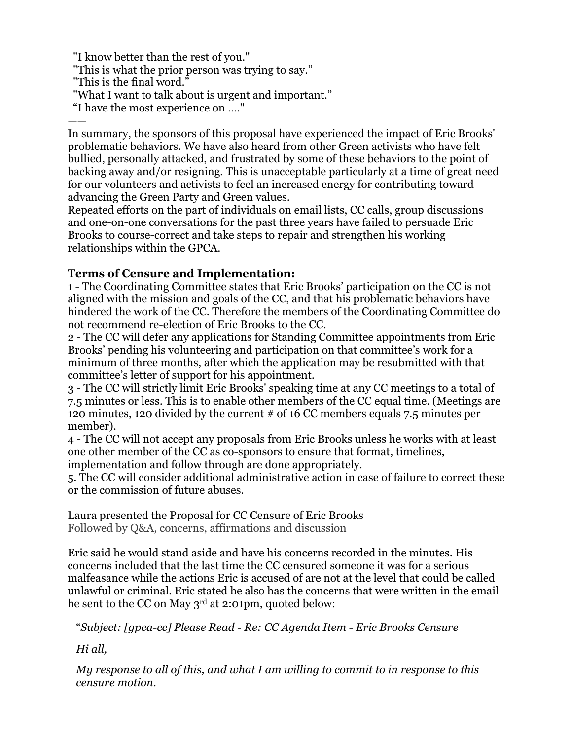"I know better than the rest of you."
"This is what the prior person was trying to say."
"This is the final word."
"What I want to talk about is urgent and important."
"I have the most experience on …."

——

In summary, the sponsors of this proposal have experienced the impact of Eric Brooks' problematic behaviors. We have also heard from other Green activists who have felt bullied, personally attacked, and frustrated by some of these behaviors to the point of backing away and/or resigning. This is unacceptable particularly at a time of great need for our volunteers and activists to feel an increased energy for contributing toward advancing the Green Party and Green values.
Repeated efforts on the part of individuals on email lists, CC calls, group discussions and one-on-one conversations for the past three years have failed to persuade Eric Brooks to course-correct and take steps to repair and strengthen his working relationships within the GPCA.

**Terms of Censure and Implementation:**
1 - The Coordinating Committee states that Eric Brooks' participation on the CC is not aligned with the mission and goals of the CC, and that his problematic behaviors have hindered the work of the CC. Therefore the members of the Coordinating Committee do not recommend re-election of Eric Brooks to the CC.
2 - The CC will defer any applications for Standing Committee appointments from Eric Brooks' pending his volunteering and participation on that committee's work for a minimum of three months, after which the application may be resubmitted with that committee's letter of support for his appointment.
3 - The CC will strictly limit Eric Brooks' speaking time at any CC meetings to a total of 7.5 minutes or less. This is to enable other members of the CC equal time. (Meetings are 120 minutes, 120 divided by the current # of 16 CC members equals 7.5 minutes per member).
4 - The CC will not accept any proposals from Eric Brooks unless he works with at least one other member of the CC as co-sponsors to ensure that format, timelines, implementation and follow through are done appropriately.
5. The CC will consider additional administrative action in case of failure to correct these or the commission of future abuses.

Laura presented the Proposal for CC Censure of Eric Brooks
Followed by Q&A, concerns, affirmations and discussion

Eric said he would stand aside and have his concerns recorded in the minutes. His concerns included that the last time the CC censured someone it was for a serious malfeasance while the actions Eric is accused of are not at the level that could be called unlawful or criminal. Eric stated he also has the concerns that were written in the email he sent to the CC on May 3rd at 2:01pm, quoted below:

> "*Subject: [gpca-cc] Please Read - Re: CC Agenda Item - Eric Brooks Censure*
>
> *Hi all,*
>
> *My response to all of this, and what I am willing to commit to in response to this censure motion.*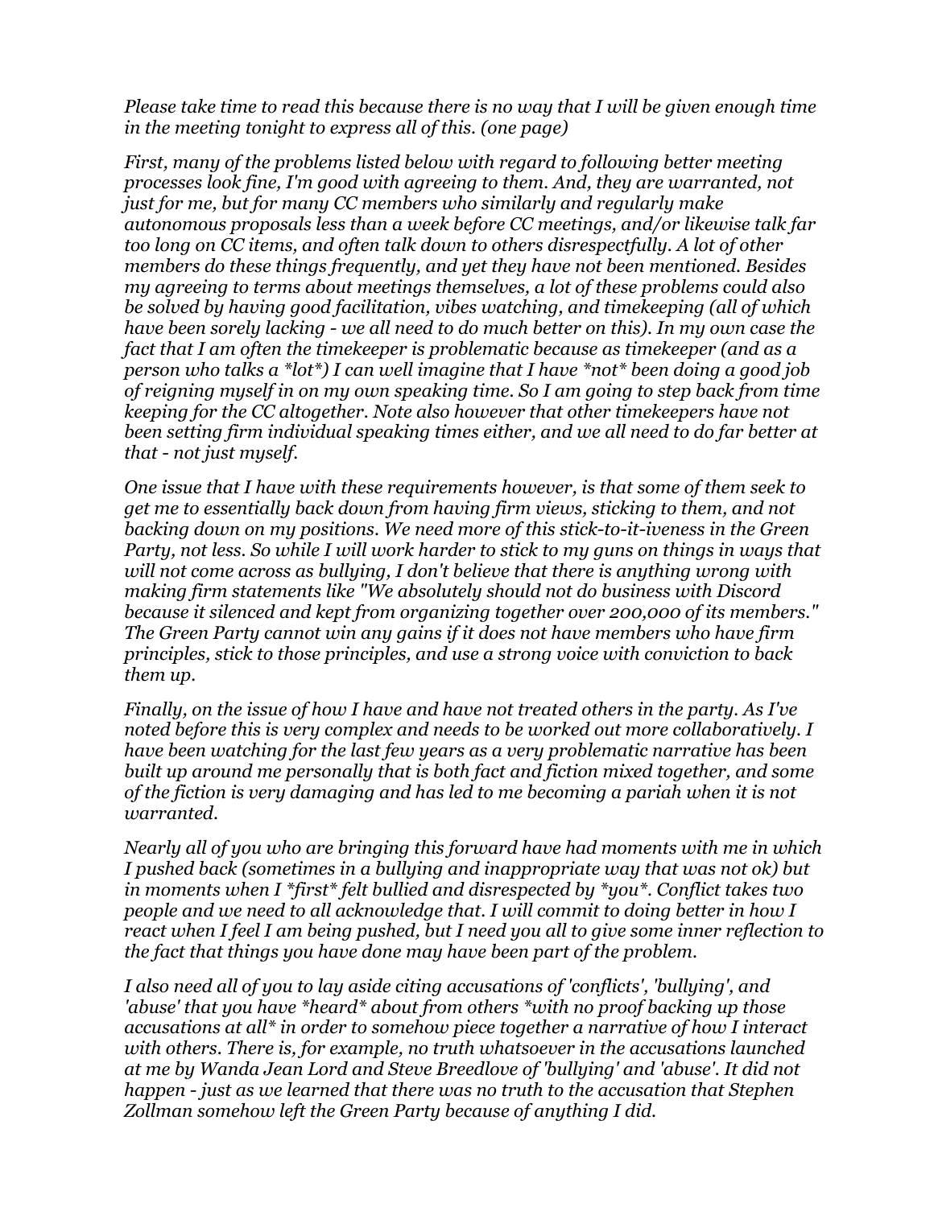*Please take time to read this because there is no way that I will be given enough time in the meeting tonight to express all of this. (one page)*

*First, many of the problems listed below with regard to following better meeting processes look fine, I'm good with agreeing to them. And, they are warranted, not just for me, but for many CC members who similarly and regularly make autonomous proposals less than a week before CC meetings, and/or likewise talk far too long on CC items, and often talk down to others disrespectfully. A lot of other members do these things frequently, and yet they have not been mentioned. Besides my agreeing to terms about meetings themselves, a lot of these problems could also be solved by having good facilitation, vibes watching, and timekeeping (all of which have been sorely lacking - we all need to do much better on this). In my own case the fact that I am often the timekeeper is problematic because as timekeeper (and as a person who talks a *lot*) I can well imagine that I have *not* been doing a good job of reigning myself in on my own speaking time. So I am going to step back from time keeping for the CC altogether. Note also however that other timekeepers have not been setting firm individual speaking times either, and we all need to do far better at that - not just myself.*

*One issue that I have with these requirements however, is that some of them seek to get me to essentially back down from having firm views, sticking to them, and not backing down on my positions. We need more of this stick-to-it-iveness in the Green Party, not less. So while I will work harder to stick to my guns on things in ways that will not come across as bullying, I don't believe that there is anything wrong with making firm statements like "We absolutely should not do business with Discord because it silenced and kept from organizing together over 200,000 of its members." The Green Party cannot win any gains if it does not have members who have firm principles, stick to those principles, and use a strong voice with conviction to back them up.*

*Finally, on the issue of how I have and have not treated others in the party. As I've noted before this is very complex and needs to be worked out more collaboratively. I have been watching for the last few years as a very problematic narrative has been built up around me personally that is both fact and fiction mixed together, and some of the fiction is very damaging and has led to me becoming a pariah when it is not warranted.*

*Nearly all of you who are bringing this forward have had moments with me in which I pushed back (sometimes in a bullying and inappropriate way that was not ok) but in moments when I *first* felt bullied and disrespected by *you*. Conflict takes two people and we need to all acknowledge that. I will commit to doing better in how I react when I feel I am being pushed, but I need you all to give some inner reflection to the fact that things you have done may have been part of the problem.*

*I also need all of you to lay aside citing accusations of 'conflicts', 'bullying', and 'abuse' that you have *heard* about from others *with no proof backing up those accusations at all* in order to somehow piece together a narrative of how I interact with others. There is, for example, no truth whatsoever in the accusations launched at me by Wanda Jean Lord and Steve Breedlove of 'bullying' and 'abuse'. It did not happen - just as we learned that there was no truth to the accusation that Stephen Zollman somehow left the Green Party because of anything I did.*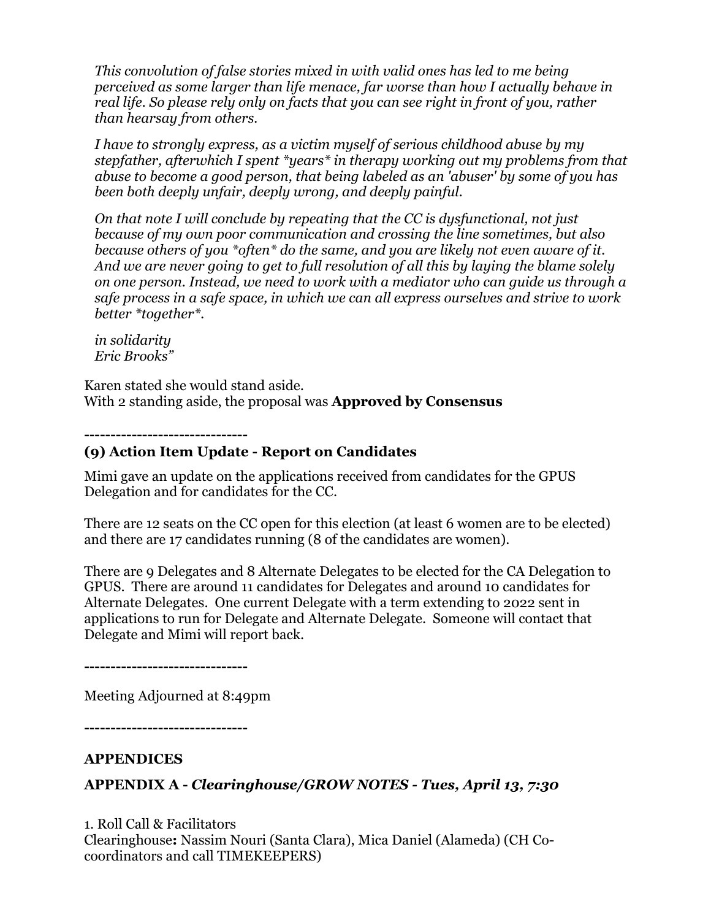*This convolution of false stories mixed in with valid ones has led to me being perceived as some larger than life menace, far worse than how I actually behave in real life. So please rely only on facts that you can see right in front of you, rather than hearsay from others.*

*I have to strongly express, as a victim myself of serious childhood abuse by my stepfather, afterwhich I spent *years* in therapy working out my problems from that abuse to become a good person, that being labeled as an 'abuser' by some of you has been both deeply unfair, deeply wrong, and deeply painful.*

*On that note I will conclude by repeating that the CC is dysfunctional, not just because of my own poor communication and crossing the line sometimes, but also because others of you *often* do the same, and you are likely not even aware of it. And we are never going to get to full resolution of all this by laying the blame solely on one person. Instead, we need to work with a mediator who can guide us through a safe process in a safe space, in which we can all express ourselves and strive to work better *together*.*

*in solidarity*
*Eric Brooks"*

Karen stated she would stand aside.
With 2 standing aside, the proposal was **Approved by Consensus**

**-------------------------------**

### (9) Action Item Update - Report on Candidates

Mimi gave an update on the applications received from candidates for the GPUS Delegation and for candidates for the CC.

There are 12 seats on the CC open for this election (at least 6 women are to be elected) and there are 17 candidates running (8 of the candidates are women).

There are 9 Delegates and 8 Alternate Delegates to be elected for the CA Delegation to GPUS. There are around 11 candidates for Delegates and around 10 candidates for Alternate Delegates. One current Delegate with a term extending to 2022 sent in applications to run for Delegate and Alternate Delegate. Someone will contact that Delegate and Mimi will report back.

**-------------------------------**

Meeting Adjourned at 8:49pm

**-------------------------------**

## APPENDICES

### APPENDIX A - *Clearinghouse/GROW NOTES - Tues, April 13, 7:30*

1. Roll Call & Facilitators
Clearinghouse**:** Nassim Nouri (Santa Clara), Mica Daniel (Alameda) (CH Co-coordinators and call TIMEKEEPERS)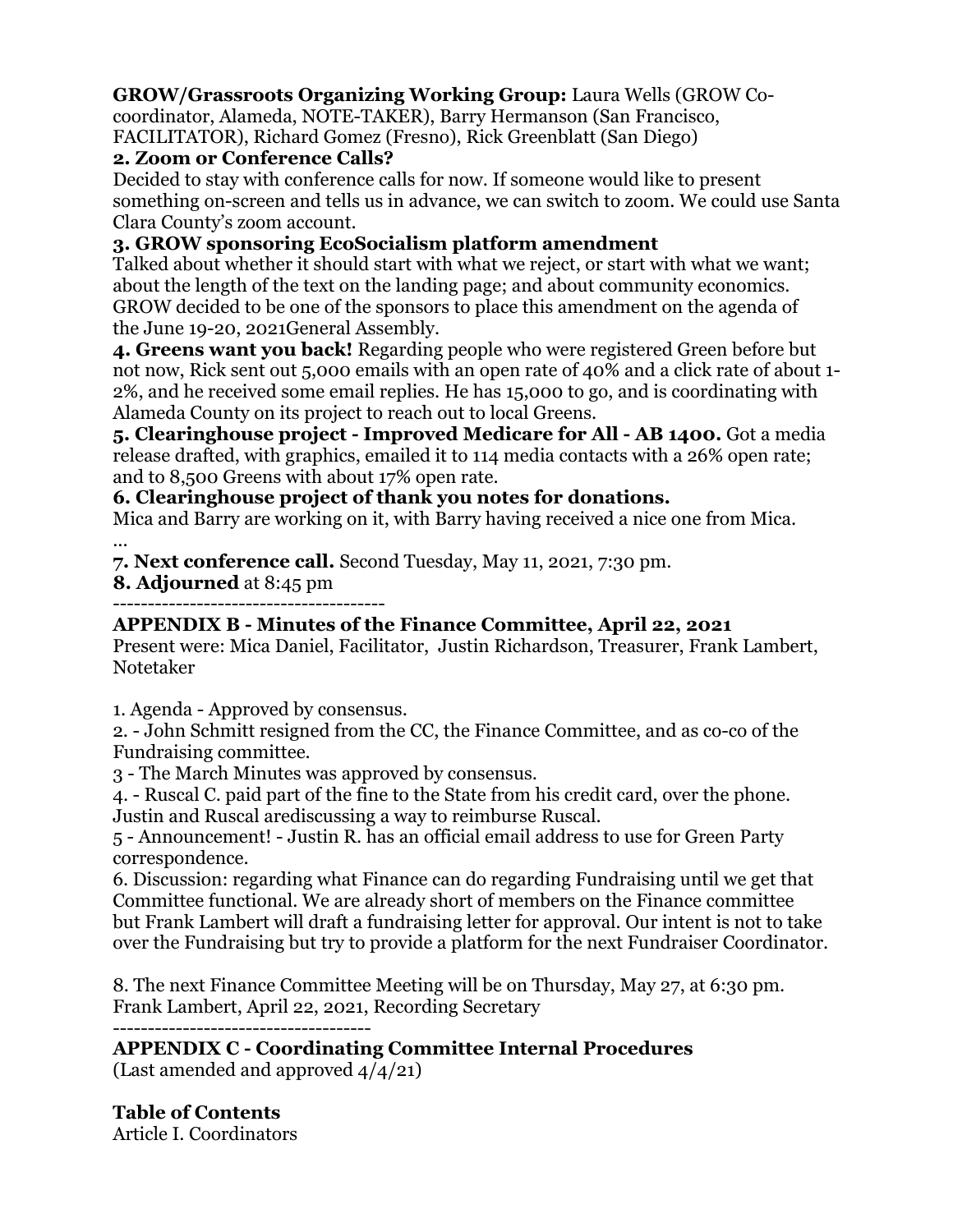**GROW/Grassroots Organizing Working Group:** Laura Wells (GROW Co-coordinator, Alameda, NOTE-TAKER), Barry Hermanson (San Francisco, FACILITATOR), Richard Gomez (Fresno), Rick Greenblatt (San Diego)

**2. Zoom or Conference Calls?**
Decided to stay with conference calls for now. If someone would like to present something on-screen and tells us in advance, we can switch to zoom. We could use Santa Clara County's zoom account.

**3. GROW sponsoring EcoSocialism platform amendment**
Talked about whether it should start with what we reject, or start with what we want; about the length of the text on the landing page; and about community economics. GROW decided to be one of the sponsors to place this amendment on the agenda of the June 19-20, 2021General Assembly.

**4. Greens want you back!** Regarding people who were registered Green before but not now, Rick sent out 5,000 emails with an open rate of 40% and a click rate of about 1-2%, and he received some email replies. He has 15,000 to go, and is coordinating with Alameda County on its project to reach out to local Greens.

**5. Clearinghouse project - Improved Medicare for All - AB 1400.** Got a media release drafted, with graphics, emailed it to 114 media contacts with a 26% open rate; and to 8,500 Greens with about 17% open rate.

**6. Clearinghouse project of thank you notes for donations.**
Mica and Barry are working on it, with Barry having received a nice one from Mica.
...

**7. Next conference call.** Second Tuesday, May 11, 2021, 7:30 pm.

**8. Adjourned** at 8:45 pm

---------------------------------------

**APPENDIX B - Minutes of the Finance Committee, April 22, 2021**

Present were: Mica Daniel, Facilitator, Justin Richardson, Treasurer, Frank Lambert, Notetaker

1. Agenda - Approved by consensus.
2. - John Schmitt resigned from the CC, the Finance Committee, and as co-co of the Fundraising committee.
3 - The March Minutes was approved by consensus.
4. - Ruscal C. paid part of the fine to the State from his credit card, over the phone. Justin and Ruscal arediscussing a way to reimburse Ruscal.
5 - Announcement! - Justin R. has an official email address to use for Green Party correspondence.
6. Discussion: regarding what Finance can do regarding Fundraising until we get that Committee functional. We are already short of members on the Finance committee but Frank Lambert will draft a fundraising letter for approval. Our intent is not to take over the Fundraising but try to provide a platform for the next Fundraiser Coordinator.

8. The next Finance Committee Meeting will be on Thursday, May 27, at 6:30 pm.
Frank Lambert, April 22, 2021, Recording Secretary

-------------------------------------

**APPENDIX C - Coordinating Committee Internal Procedures**
(Last amended and approved 4/4/21)

**Table of Contents**
Article I. Coordinators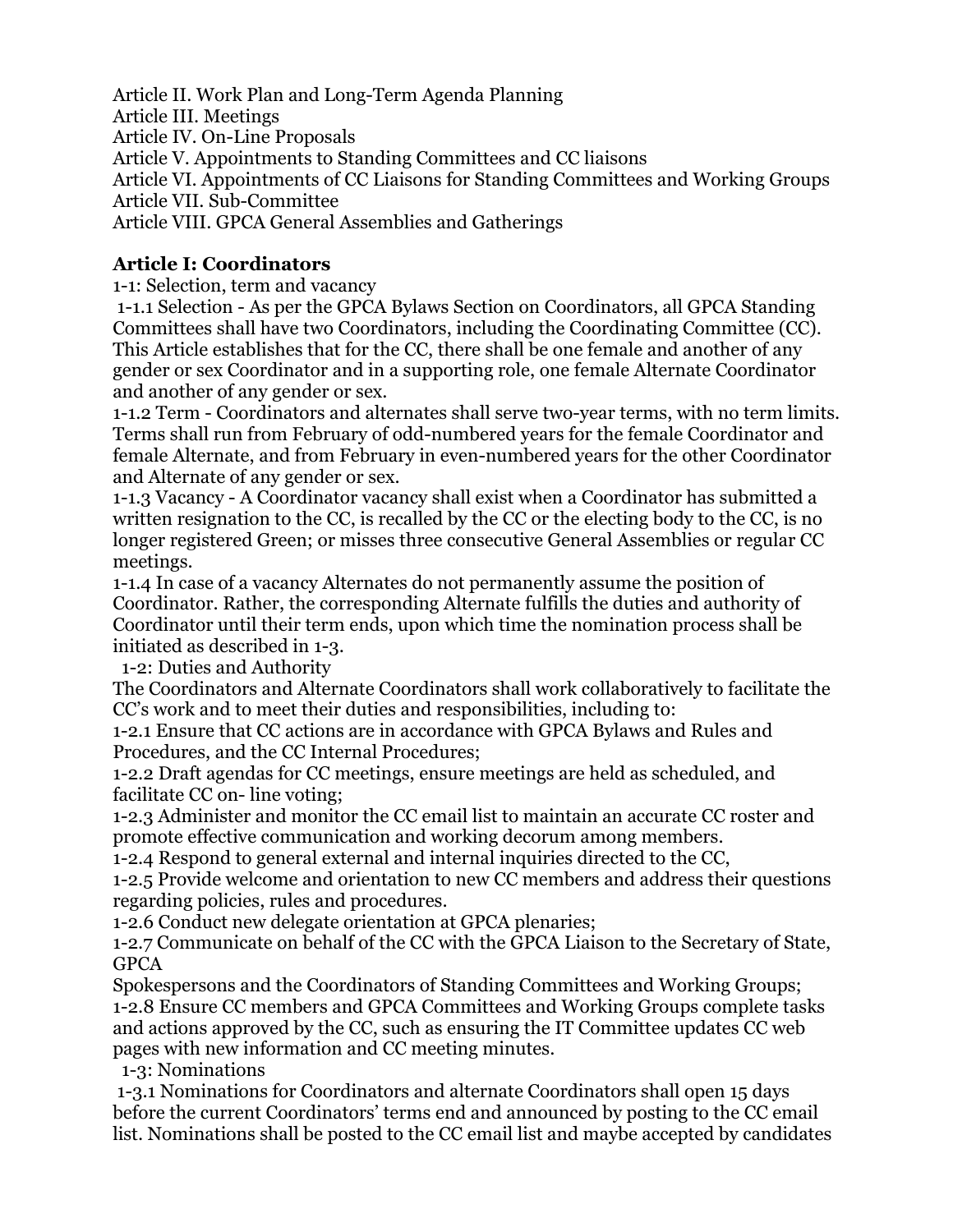Article II. Work Plan and Long-Term Agenda Planning
Article III. Meetings
Article IV. On-Line Proposals
Article V. Appointments to Standing Committees and CC liaisons
Article VI. Appointments of CC Liaisons for Standing Committees and Working Groups
Article VII. Sub-Committee
Article VIII. GPCA General Assemblies and Gatherings

## Article I: Coordinators

1-1: Selection, term and vacancy

1-1.1 Selection - As per the GPCA Bylaws Section on Coordinators, all GPCA Standing Committees shall have two Coordinators, including the Coordinating Committee (CC). This Article establishes that for the CC, there shall be one female and another of any gender or sex Coordinator and in a supporting role, one female Alternate Coordinator and another of any gender or sex.

1-1.2 Term - Coordinators and alternates shall serve two-year terms, with no term limits. Terms shall run from February of odd-numbered years for the female Coordinator and female Alternate, and from February in even-numbered years for the other Coordinator and Alternate of any gender or sex.

1-1.3 Vacancy - A Coordinator vacancy shall exist when a Coordinator has submitted a written resignation to the CC, is recalled by the CC or the electing body to the CC, is no longer registered Green; or misses three consecutive General Assemblies or regular CC meetings.

1-1.4 In case of a vacancy Alternates do not permanently assume the position of Coordinator. Rather, the corresponding Alternate fulfills the duties and authority of Coordinator until their term ends, upon which time the nomination process shall be initiated as described in 1-3.

1-2: Duties and Authority

The Coordinators and Alternate Coordinators shall work collaboratively to facilitate the CC's work and to meet their duties and responsibilities, including to:

1-2.1 Ensure that CC actions are in accordance with GPCA Bylaws and Rules and Procedures, and the CC Internal Procedures;

1-2.2 Draft agendas for CC meetings, ensure meetings are held as scheduled, and facilitate CC on- line voting;

1-2.3 Administer and monitor the CC email list to maintain an accurate CC roster and promote effective communication and working decorum among members.

1-2.4 Respond to general external and internal inquiries directed to the CC,

1-2.5 Provide welcome and orientation to new CC members and address their questions regarding policies, rules and procedures.

1-2.6 Conduct new delegate orientation at GPCA plenaries;

1-2.7 Communicate on behalf of the CC with the GPCA Liaison to the Secretary of State, GPCA Spokespersons and the Coordinators of Standing Committees and Working Groups;

1-2.8 Ensure CC members and GPCA Committees and Working Groups complete tasks and actions approved by the CC, such as ensuring the IT Committee updates CC web pages with new information and CC meeting minutes.

1-3: Nominations

1-3.1 Nominations for Coordinators and alternate Coordinators shall open 15 days before the current Coordinators' terms end and announced by posting to the CC email list. Nominations shall be posted to the CC email list and maybe accepted by candidates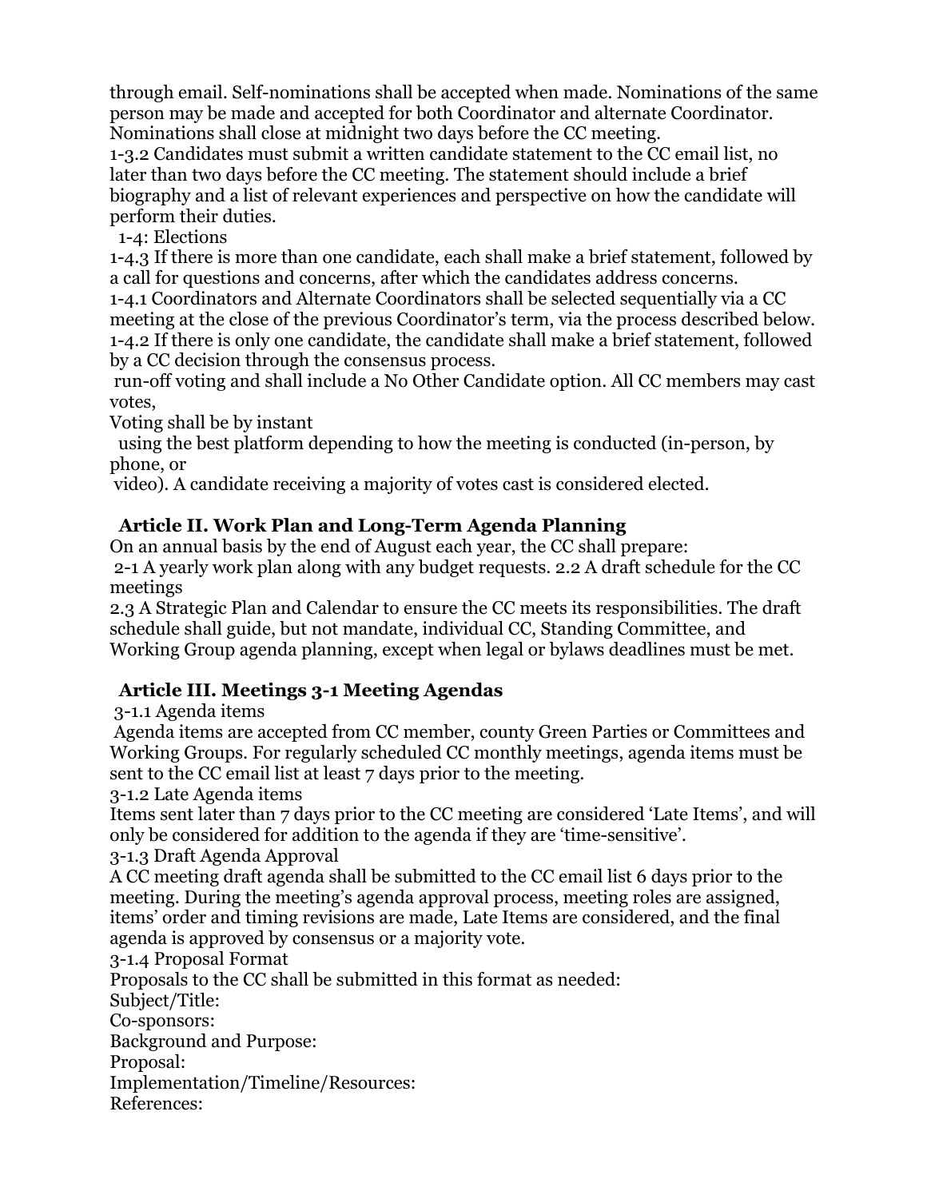through email. Self-nominations shall be accepted when made. Nominations of the same person may be made and accepted for both Coordinator and alternate Coordinator. Nominations shall close at midnight two days before the CC meeting.

1-3.2 Candidates must submit a written candidate statement to the CC email list, no later than two days before the CC meeting. The statement should include a brief biography and a list of relevant experiences and perspective on how the candidate will perform their duties.

1-4: Elections

1-4.3 If there is more than one candidate, each shall make a brief statement, followed by a call for questions and concerns, after which the candidates address concerns.

1-4.1 Coordinators and Alternate Coordinators shall be selected sequentially via a CC meeting at the close of the previous Coordinator's term, via the process described below.

1-4.2 If there is only one candidate, the candidate shall make a brief statement, followed by a CC decision through the consensus process.

run-off voting and shall include a No Other Candidate option. All CC members may cast votes,

Voting shall be by instant

using the best platform depending to how the meeting is conducted (in-person, by phone, or

video). A candidate receiving a majority of votes cast is considered elected.

## Article II. Work Plan and Long-Term Agenda Planning

On an annual basis by the end of August each year, the CC shall prepare:

2-1 A yearly work plan along with any budget requests. 2.2 A draft schedule for the CC meetings

2.3 A Strategic Plan and Calendar to ensure the CC meets its responsibilities. The draft schedule shall guide, but not mandate, individual CC, Standing Committee, and Working Group agenda planning, except when legal or bylaws deadlines must be met.

## Article III. Meetings 3-1 Meeting Agendas

3-1.1 Agenda items

Agenda items are accepted from CC member, county Green Parties or Committees and Working Groups. For regularly scheduled CC monthly meetings, agenda items must be sent to the CC email list at least 7 days prior to the meeting.

3-1.2 Late Agenda items

Items sent later than 7 days prior to the CC meeting are considered 'Late Items', and will only be considered for addition to the agenda if they are 'time-sensitive'.

3-1.3 Draft Agenda Approval

A CC meeting draft agenda shall be submitted to the CC email list 6 days prior to the meeting. During the meeting's agenda approval process, meeting roles are assigned, items' order and timing revisions are made, Late Items are considered, and the final agenda is approved by consensus or a majority vote.

3-1.4 Proposal Format

Proposals to the CC shall be submitted in this format as needed:

Subject/Title:

Co-sponsors:

Background and Purpose:

Proposal:

Implementation/Timeline/Resources:

References: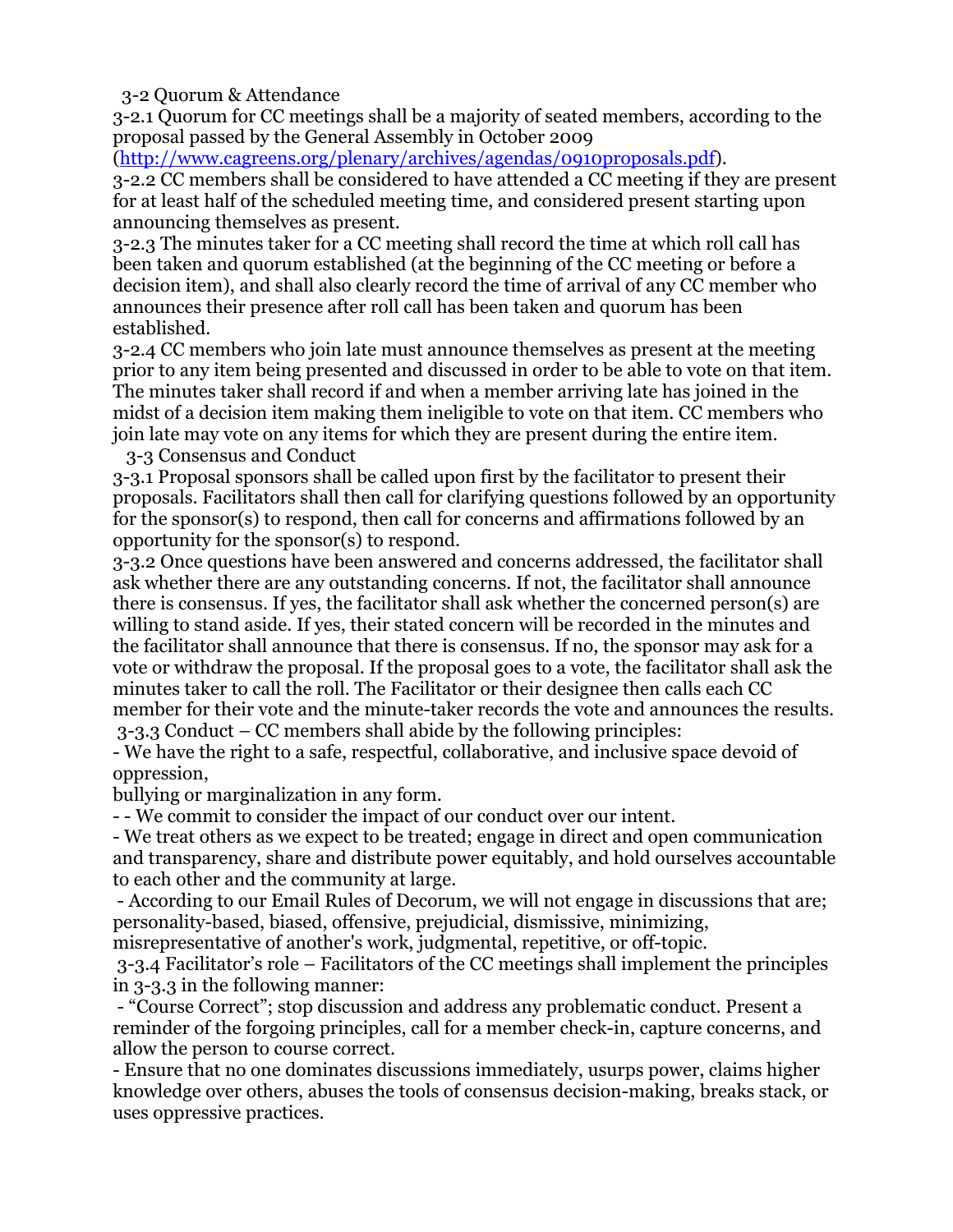### 3-2 Quorum & Attendance

3-2.1 Quorum for CC meetings shall be a majority of seated members, according to the proposal passed by the General Assembly in October 2009 (http://www.cagreens.org/plenary/archives/agendas/0910proposals.pdf).

3-2.2 CC members shall be considered to have attended a CC meeting if they are present for at least half of the scheduled meeting time, and considered present starting upon announcing themselves as present.

3-2.3 The minutes taker for a CC meeting shall record the time at which roll call has been taken and quorum established (at the beginning of the CC meeting or before a decision item), and shall also clearly record the time of arrival of any CC member who announces their presence after roll call has been taken and quorum has been established.

3-2.4 CC members who join late must announce themselves as present at the meeting prior to any item being presented and discussed in order to be able to vote on that item. The minutes taker shall record if and when a member arriving late has joined in the midst of a decision item making them ineligible to vote on that item. CC members who join late may vote on any items for which they are present during the entire item.

### 3-3 Consensus and Conduct

3-3.1 Proposal sponsors shall be called upon first by the facilitator to present their proposals. Facilitators shall then call for clarifying questions followed by an opportunity for the sponsor(s) to respond, then call for concerns and affirmations followed by an opportunity for the sponsor(s) to respond.

3-3.2 Once questions have been answered and concerns addressed, the facilitator shall ask whether there are any outstanding concerns. If not, the facilitator shall announce there is consensus. If yes, the facilitator shall ask whether the concerned person(s) are willing to stand aside. If yes, their stated concern will be recorded in the minutes and the facilitator shall announce that there is consensus. If no, the sponsor may ask for a vote or withdraw the proposal. If the proposal goes to a vote, the facilitator shall ask the minutes taker to call the roll. The Facilitator or their designee then calls each CC member for their vote and the minute-taker records the vote and announces the results.

3-3.3 Conduct – CC members shall abide by the following principles:

- We have the right to a safe, respectful, collaborative, and inclusive space devoid of oppression, bullying or marginalization in any form.
- - We commit to consider the impact of our conduct over our intent.
- We treat others as we expect to be treated; engage in direct and open communication and transparency, share and distribute power equitably, and hold ourselves accountable to each other and the community at large.
- According to our Email Rules of Decorum, we will not engage in discussions that are; personality-based, biased, offensive, prejudicial, dismissive, minimizing, misrepresentative of another's work, judgmental, repetitive, or off-topic.

3-3.4 Facilitator's role – Facilitators of the CC meetings shall implement the principles in 3-3.3 in the following manner:

- "Course Correct"; stop discussion and address any problematic conduct. Present a reminder of the forgoing principles, call for a member check-in, capture concerns, and allow the person to course correct.
- Ensure that no one dominates discussions immediately, usurps power, claims higher knowledge over others, abuses the tools of consensus decision-making, breaks stack, or uses oppressive practices.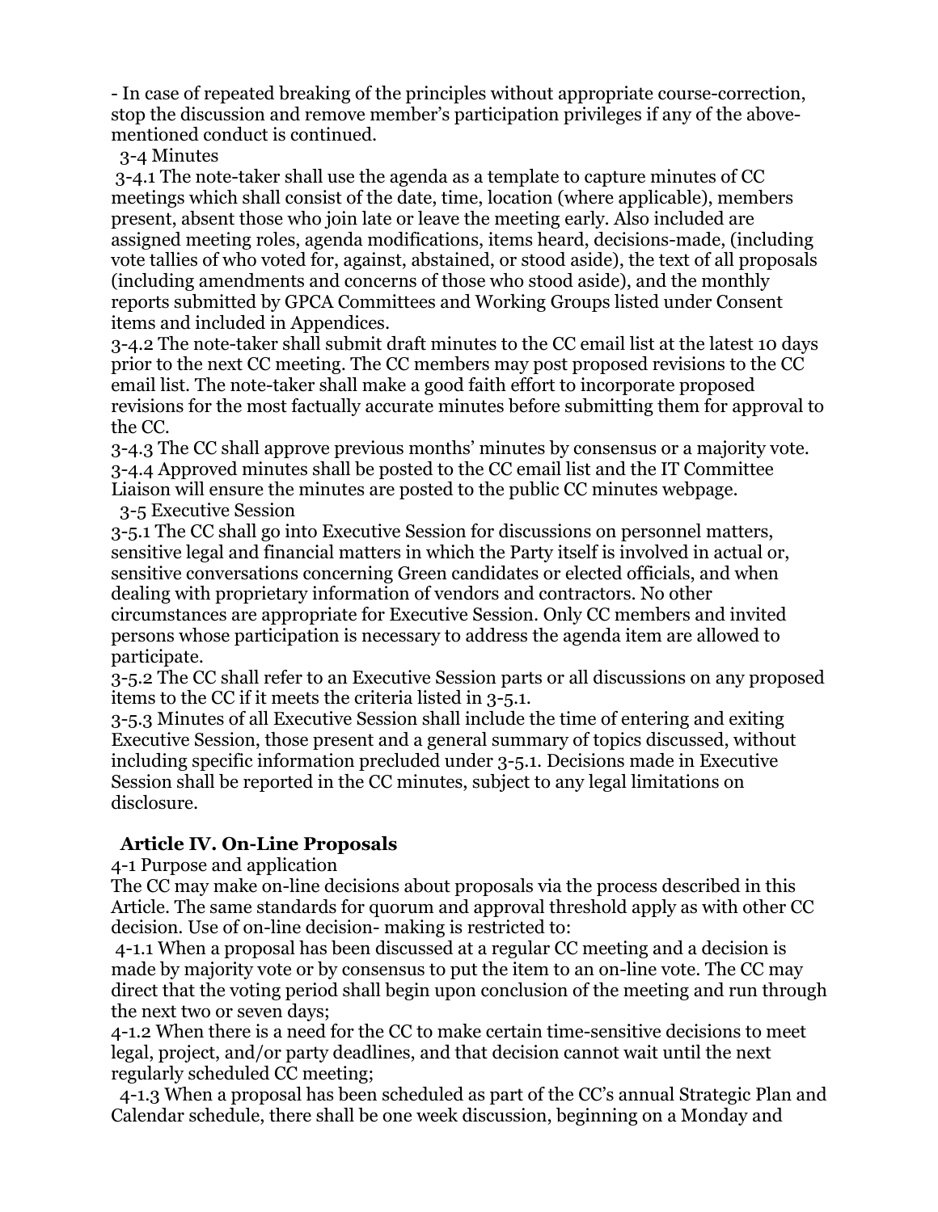- In case of repeated breaking of the principles without appropriate course-correction, stop the discussion and remove member's participation privileges if any of the above-mentioned conduct is continued.

3-4 Minutes

3-4.1 The note-taker shall use the agenda as a template to capture minutes of CC meetings which shall consist of the date, time, location (where applicable), members present, absent those who join late or leave the meeting early. Also included are assigned meeting roles, agenda modifications, items heard, decisions-made, (including vote tallies of who voted for, against, abstained, or stood aside), the text of all proposals (including amendments and concerns of those who stood aside), and the monthly reports submitted by GPCA Committees and Working Groups listed under Consent items and included in Appendices.

3-4.2 The note-taker shall submit draft minutes to the CC email list at the latest 10 days prior to the next CC meeting. The CC members may post proposed revisions to the CC email list. The note-taker shall make a good faith effort to incorporate proposed revisions for the most factually accurate minutes before submitting them for approval to the CC.

3-4.3 The CC shall approve previous months' minutes by consensus or a majority vote.

3-4.4 Approved minutes shall be posted to the CC email list and the IT Committee Liaison will ensure the minutes are posted to the public CC minutes webpage.

3-5 Executive Session

3-5.1 The CC shall go into Executive Session for discussions on personnel matters, sensitive legal and financial matters in which the Party itself is involved in actual or, sensitive conversations concerning Green candidates or elected officials, and when dealing with proprietary information of vendors and contractors. No other circumstances are appropriate for Executive Session. Only CC members and invited persons whose participation is necessary to address the agenda item are allowed to participate.

3-5.2 The CC shall refer to an Executive Session parts or all discussions on any proposed items to the CC if it meets the criteria listed in 3-5.1.

3-5.3 Minutes of all Executive Session shall include the time of entering and exiting Executive Session, those present and a general summary of topics discussed, without including specific information precluded under 3-5.1. Decisions made in Executive Session shall be reported in the CC minutes, subject to any legal limitations on disclosure.

## Article IV. On-Line Proposals

4-1 Purpose and application

The CC may make on-line decisions about proposals via the process described in this Article. The same standards for quorum and approval threshold apply as with other CC decision. Use of on-line decision- making is restricted to:

4-1.1 When a proposal has been discussed at a regular CC meeting and a decision is made by majority vote or by consensus to put the item to an on-line vote. The CC may direct that the voting period shall begin upon conclusion of the meeting and run through the next two or seven days;

4-1.2 When there is a need for the CC to make certain time-sensitive decisions to meet legal, project, and/or party deadlines, and that decision cannot wait until the next regularly scheduled CC meeting;

4-1.3 When a proposal has been scheduled as part of the CC's annual Strategic Plan and Calendar schedule, there shall be one week discussion, beginning on a Monday and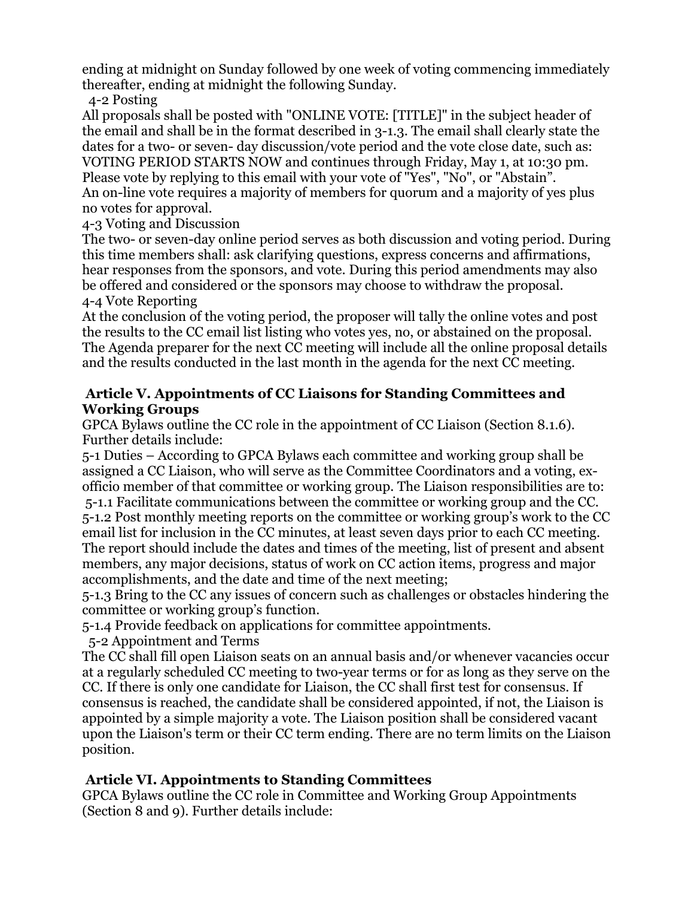ending at midnight on Sunday followed by one week of voting commencing immediately thereafter, ending at midnight the following Sunday.

4-2 Posting

All proposals shall be posted with "ONLINE VOTE: [TITLE]" in the subject header of the email and shall be in the format described in 3-1.3. The email shall clearly state the dates for a two- or seven- day discussion/vote period and the vote close date, such as: VOTING PERIOD STARTS NOW and continues through Friday, May 1, at 10:30 pm. Please vote by replying to this email with your vote of "Yes", "No", or "Abstain". An on-line vote requires a majority of members for quorum and a majority of yes plus no votes for approval.

4-3 Voting and Discussion

The two- or seven-day online period serves as both discussion and voting period. During this time members shall: ask clarifying questions, express concerns and affirmations, hear responses from the sponsors, and vote. During this period amendments may also be offered and considered or the sponsors may choose to withdraw the proposal.

4-4 Vote Reporting

At the conclusion of the voting period, the proposer will tally the online votes and post the results to the CC email list listing who votes yes, no, or abstained on the proposal. The Agenda preparer for the next CC meeting will include all the online proposal details and the results conducted in the last month in the agenda for the next CC meeting.

## Article V. Appointments of CC Liaisons for Standing Committees and Working Groups

GPCA Bylaws outline the CC role in the appointment of CC Liaison (Section 8.1.6). Further details include:

5-1 Duties – According to GPCA Bylaws each committee and working group shall be assigned a CC Liaison, who will serve as the Committee Coordinators and a voting, ex-officio member of that committee or working group. The Liaison responsibilities are to:

5-1.1 Facilitate communications between the committee or working group and the CC.

5-1.2 Post monthly meeting reports on the committee or working group's work to the CC email list for inclusion in the CC minutes, at least seven days prior to each CC meeting. The report should include the dates and times of the meeting, list of present and absent members, any major decisions, status of work on CC action items, progress and major accomplishments, and the date and time of the next meeting;

5-1.3 Bring to the CC any issues of concern such as challenges or obstacles hindering the committee or working group's function.

5-1.4 Provide feedback on applications for committee appointments.

5-2 Appointment and Terms

The CC shall fill open Liaison seats on an annual basis and/or whenever vacancies occur at a regularly scheduled CC meeting to two-year terms or for as long as they serve on the CC. If there is only one candidate for Liaison, the CC shall first test for consensus. If consensus is reached, the candidate shall be considered appointed, if not, the Liaison is appointed by a simple majority a vote. The Liaison position shall be considered vacant upon the Liaison's term or their CC term ending. There are no term limits on the Liaison position.

## Article VI. Appointments to Standing Committees

GPCA Bylaws outline the CC role in Committee and Working Group Appointments (Section 8 and 9). Further details include: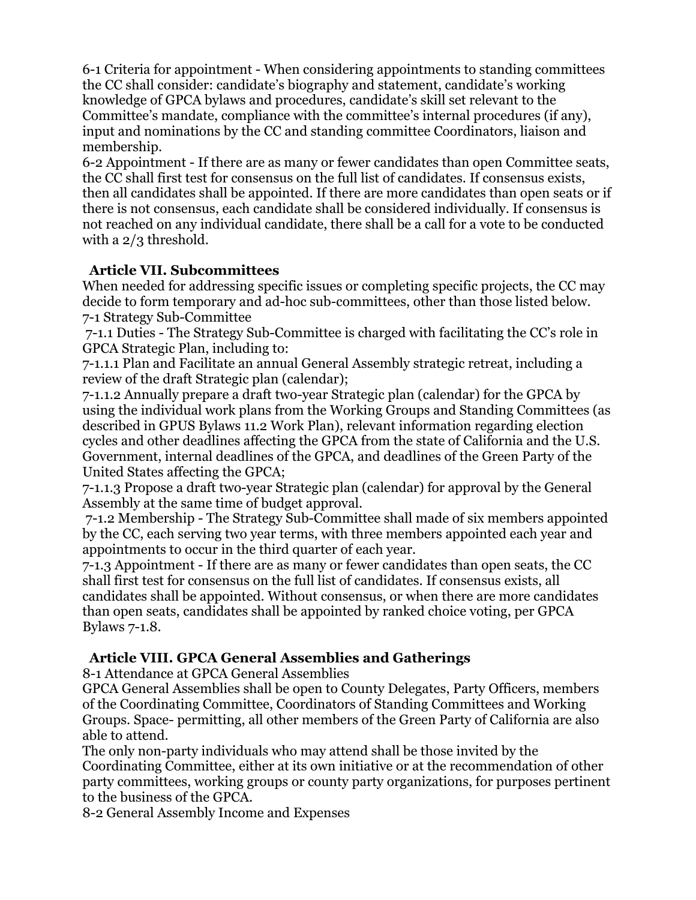6-1 Criteria for appointment - When considering appointments to standing committees the CC shall consider: candidate's biography and statement, candidate's working knowledge of GPCA bylaws and procedures, candidate's skill set relevant to the Committee's mandate, compliance with the committee's internal procedures (if any), input and nominations by the CC and standing committee Coordinators, liaison and membership.

6-2 Appointment - If there are as many or fewer candidates than open Committee seats, the CC shall first test for consensus on the full list of candidates. If consensus exists, then all candidates shall be appointed. If there are more candidates than open seats or if there is not consensus, each candidate shall be considered individually. If consensus is not reached on any individual candidate, there shall be a call for a vote to be conducted with a 2/3 threshold.

## Article VII. Subcommittees

When needed for addressing specific issues or completing specific projects, the CC may decide to form temporary and ad-hoc sub-committees, other than those listed below.

7-1 Strategy Sub-Committee

7-1.1 Duties - The Strategy Sub-Committee is charged with facilitating the CC's role in GPCA Strategic Plan, including to:

7-1.1.1 Plan and Facilitate an annual General Assembly strategic retreat, including a review of the draft Strategic plan (calendar);

7-1.1.2 Annually prepare a draft two-year Strategic plan (calendar) for the GPCA by using the individual work plans from the Working Groups and Standing Committees (as described in GPUS Bylaws 11.2 Work Plan), relevant information regarding election cycles and other deadlines affecting the GPCA from the state of California and the U.S. Government, internal deadlines of the GPCA, and deadlines of the Green Party of the United States affecting the GPCA;

7-1.1.3 Propose a draft two-year Strategic plan (calendar) for approval by the General Assembly at the same time of budget approval.

7-1.2 Membership - The Strategy Sub-Committee shall made of six members appointed by the CC, each serving two year terms, with three members appointed each year and appointments to occur in the third quarter of each year.

7-1.3 Appointment - If there are as many or fewer candidates than open seats, the CC shall first test for consensus on the full list of candidates. If consensus exists, all candidates shall be appointed. Without consensus, or when there are more candidates than open seats, candidates shall be appointed by ranked choice voting, per GPCA Bylaws 7-1.8.

## Article VIII. GPCA General Assemblies and Gatherings

8-1 Attendance at GPCA General Assemblies

GPCA General Assemblies shall be open to County Delegates, Party Officers, members of the Coordinating Committee, Coordinators of Standing Committees and Working Groups. Space- permitting, all other members of the Green Party of California are also able to attend.

The only non-party individuals who may attend shall be those invited by the Coordinating Committee, either at its own initiative or at the recommendation of other party committees, working groups or county party organizations, for purposes pertinent to the business of the GPCA.

8-2 General Assembly Income and Expenses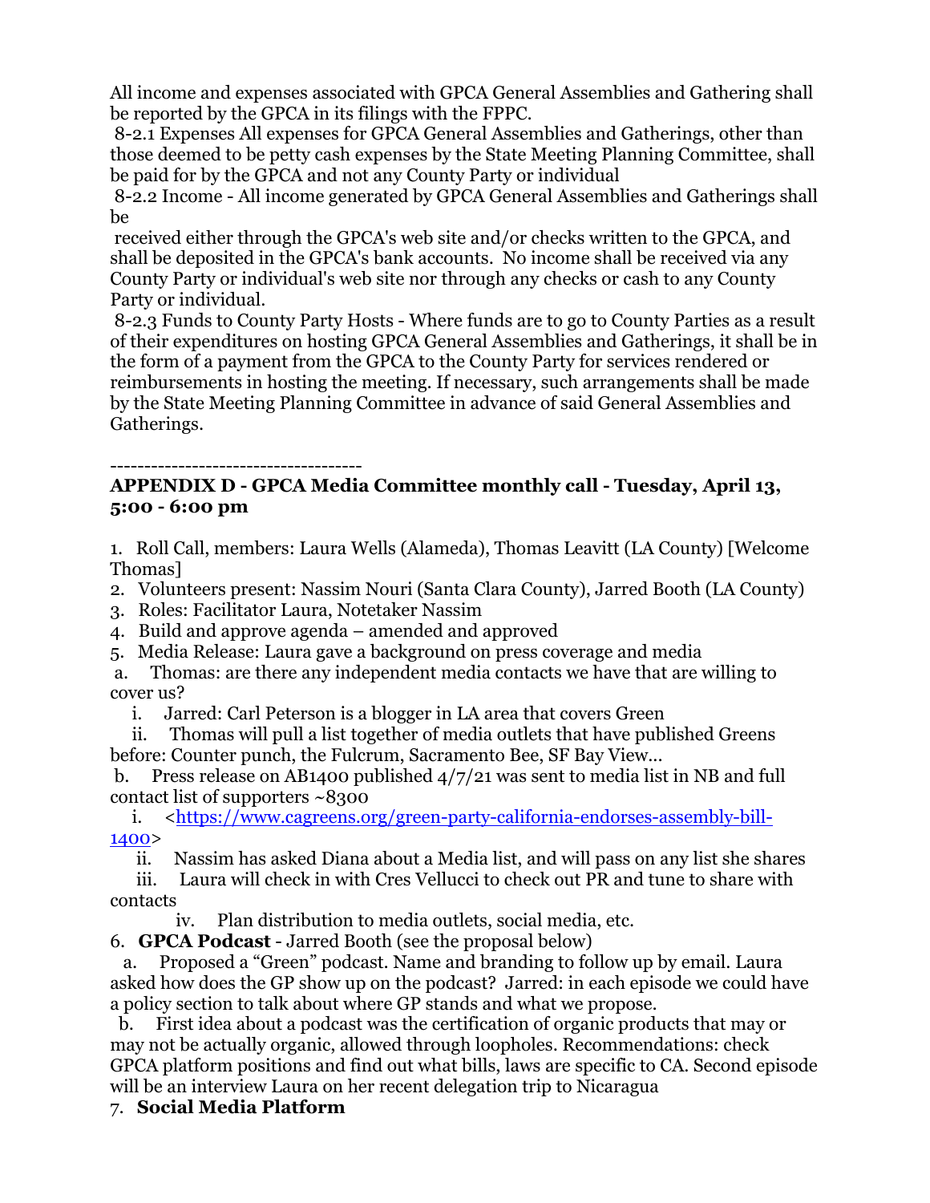All income and expenses associated with GPCA General Assemblies and Gathering shall be reported by the GPCA in its filings with the FPPC.

8-2.1 Expenses All expenses for GPCA General Assemblies and Gatherings, other than those deemed to be petty cash expenses by the State Meeting Planning Committee, shall be paid for by the GPCA and not any County Party or individual

8-2.2 Income - All income generated by GPCA General Assemblies and Gatherings shall be

received either through the GPCA's web site and/or checks written to the GPCA, and shall be deposited in the GPCA's bank accounts. No income shall be received via any County Party or individual's web site nor through any checks or cash to any County Party or individual.

8-2.3 Funds to County Party Hosts - Where funds are to go to County Parties as a result of their expenditures on hosting GPCA General Assemblies and Gatherings, it shall be in the form of a payment from the GPCA to the County Party for services rendered or reimbursements in hosting the meeting. If necessary, such arrangements shall be made by the State Meeting Planning Committee in advance of said General Assemblies and Gatherings.

-------------------------------------

**APPENDIX D - GPCA Media Committee monthly call - Tuesday, April 13, 5:00 - 6:00 pm**

1. Roll Call, members: Laura Wells (Alameda), Thomas Leavitt (LA County) [Welcome Thomas]
2. Volunteers present: Nassim Nouri (Santa Clara County), Jarred Booth (LA County)
3. Roles: Facilitator Laura, Notetaker Nassim
4. Build and approve agenda – amended and approved
5. Media Release: Laura gave a background on press coverage and media
   a. Thomas: are there any independent media contacts we have that are willing to cover us?
      i. Jarred: Carl Peterson is a blogger in LA area that covers Green
      ii. Thomas will pull a list together of media outlets that have published Greens before: Counter punch, the Fulcrum, Sacramento Bee, SF Bay View...
   b. Press release on AB1400 published 4/7/21 was sent to media list in NB and full contact list of supporters ~8300
      i. <https://www.cagreens.org/green-party-california-endorses-assembly-bill-1400>
      ii. Nassim has asked Diana about a Media list, and will pass on any list she shares
      iii. Laura will check in with Cres Vellucci to check out PR and tune to share with contacts
      iv. Plan distribution to media outlets, social media, etc.
6. **GPCA Podcast** - Jarred Booth (see the proposal below)
   a. Proposed a "Green" podcast. Name and branding to follow up by email. Laura asked how does the GP show up on the podcast? Jarred: in each episode we could have a policy section to talk about where GP stands and what we propose.
   b. First idea about a podcast was the certification of organic products that may or may not be actually organic, allowed through loopholes. Recommendations: check GPCA platform positions and find out what bills, laws are specific to CA. Second episode will be an interview Laura on her recent delegation trip to Nicaragua
7. **Social Media Platform**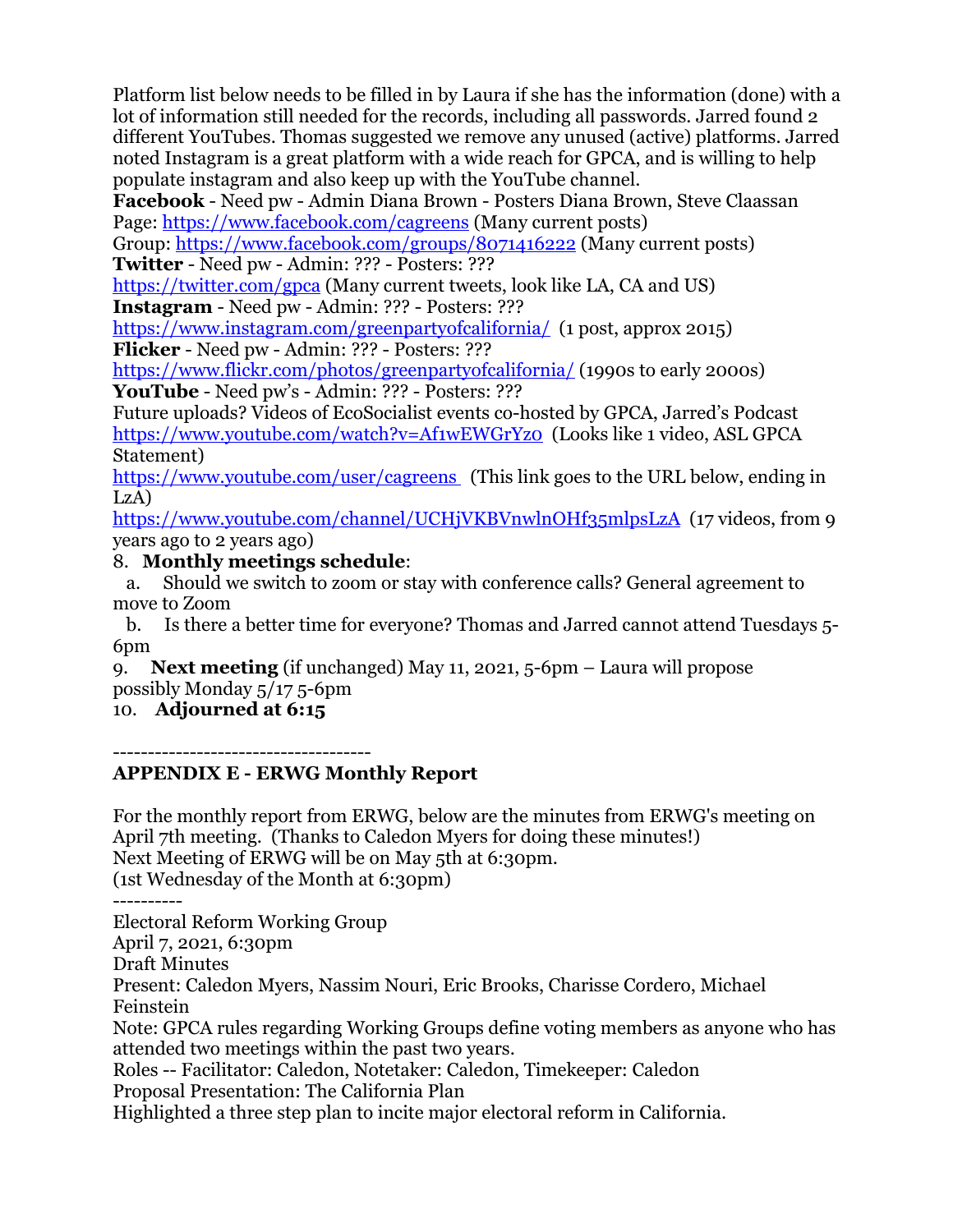Platform list below needs to be filled in by Laura if she has the information (done) with a lot of information still needed for the records, including all passwords. Jarred found 2 different YouTubes. Thomas suggested we remove any unused (active) platforms. Jarred noted Instagram is a great platform with a wide reach for GPCA, and is willing to help populate instagram and also keep up with the YouTube channel.

**Facebook** - Need pw - Admin Diana Brown - Posters Diana Brown, Steve Claassan
Page: https://www.facebook.com/cagreens (Many current posts)
Group: https://www.facebook.com/groups/8071416222 (Many current posts)
**Twitter** - Need pw - Admin: ??? - Posters: ???
https://twitter.com/gpca (Many current tweets, look like LA, CA and US)
**Instagram** - Need pw - Admin: ??? - Posters: ???
https://www.instagram.com/greenpartyofcalifornia/ (1 post, approx 2015)
**Flicker** - Need pw - Admin: ??? - Posters: ???
https://www.flickr.com/photos/greenpartyofcalifornia/ (1990s to early 2000s)
**YouTube** - Need pw's - Admin: ??? - Posters: ???
Future uploads? Videos of EcoSocialist events co-hosted by GPCA, Jarred's Podcast
https://www.youtube.com/watch?v=Af1wEWGrYz0 (Looks like 1 video, ASL GPCA Statement)
https://www.youtube.com/user/cagreens (This link goes to the URL below, ending in LzA)
https://www.youtube.com/channel/UCHjVKBVnwlnOHf35mlpsLzA (17 videos, from 9 years ago to 2 years ago)

8. **Monthly meetings schedule**:
   a. Should we switch to zoom or stay with conference calls? General agreement to move to Zoom
   b. Is there a better time for everyone? Thomas and Jarred cannot attend Tuesdays 5-6pm
9. **Next meeting** (if unchanged) May 11, 2021, 5-6pm – Laura will propose possibly Monday 5/17 5-6pm
10. **Adjourned at 6:15**

-------------------------------------

**APPENDIX E - ERWG Monthly Report**

For the monthly report from ERWG, below are the minutes from ERWG's meeting on April 7th meeting. (Thanks to Caledon Myers for doing these minutes!)
Next Meeting of ERWG will be on May 5th at 6:30pm.
(1st Wednesday of the Month at 6:30pm)

----------

Electoral Reform Working Group
April 7, 2021, 6:30pm
Draft Minutes
Present: Caledon Myers, Nassim Nouri, Eric Brooks, Charisse Cordero, Michael Feinstein
Note: GPCA rules regarding Working Groups define voting members as anyone who has attended two meetings within the past two years.
Roles -- Facilitator: Caledon, Notetaker: Caledon, Timekeeper: Caledon
Proposal Presentation: The California Plan
Highlighted a three step plan to incite major electoral reform in California.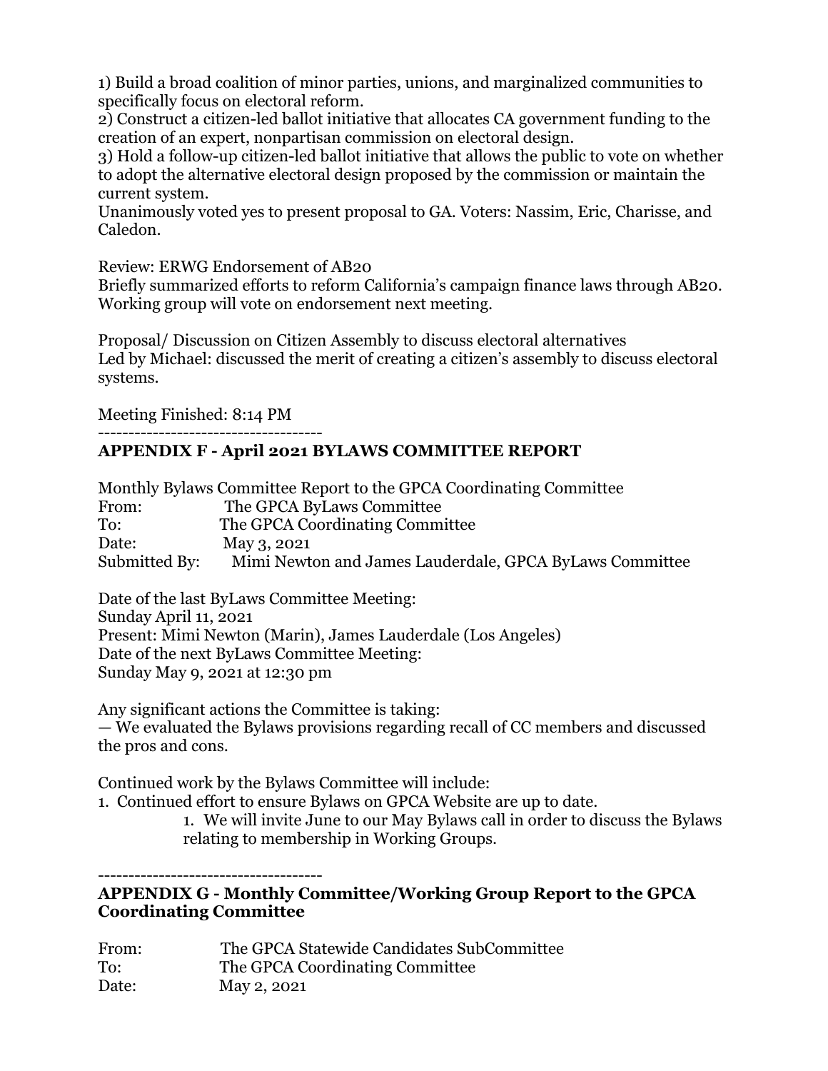1) Build a broad coalition of minor parties, unions, and marginalized communities to specifically focus on electoral reform.
2) Construct a citizen-led ballot initiative that allocates CA government funding to the creation of an expert, nonpartisan commission on electoral design.
3) Hold a follow-up citizen-led ballot initiative that allows the public to vote on whether to adopt the alternative electoral design proposed by the commission or maintain the current system.
Unanimously voted yes to present proposal to GA. Voters: Nassim, Eric, Charisse, and Caledon.

Review: ERWG Endorsement of AB20
Briefly summarized efforts to reform California's campaign finance laws through AB20. Working group will vote on endorsement next meeting.

Proposal/ Discussion on Citizen Assembly to discuss electoral alternatives
Led by Michael: discussed the merit of creating a citizen's assembly to discuss electoral systems.

Meeting Finished: 8:14 PM

-------------------------------------

## APPENDIX F - April 2021 BYLAWS COMMITTEE REPORT

Monthly Bylaws Committee Report to the GPCA Coordinating Committee
From: The GPCA ByLaws Committee
To: The GPCA Coordinating Committee
Date: May 3, 2021
Submitted By: Mimi Newton and James Lauderdale, GPCA ByLaws Committee

Date of the last ByLaws Committee Meeting:
Sunday April 11, 2021
Present: Mimi Newton (Marin), James Lauderdale (Los Angeles)
Date of the next ByLaws Committee Meeting:
Sunday May 9, 2021 at 12:30 pm

Any significant actions the Committee is taking:
— We evaluated the Bylaws provisions regarding recall of CC members and discussed the pros and cons.

Continued work by the Bylaws Committee will include:

1. Continued effort to ensure Bylaws on GPCA Website are up to date.
    1. We will invite June to our May Bylaws call in order to discuss the Bylaws relating to membership in Working Groups.

-------------------------------------

## APPENDIX G - Monthly Committee/Working Group Report to the GPCA Coordinating Committee

From: The GPCA Statewide Candidates SubCommittee
To: The GPCA Coordinating Committee
Date: May 2, 2021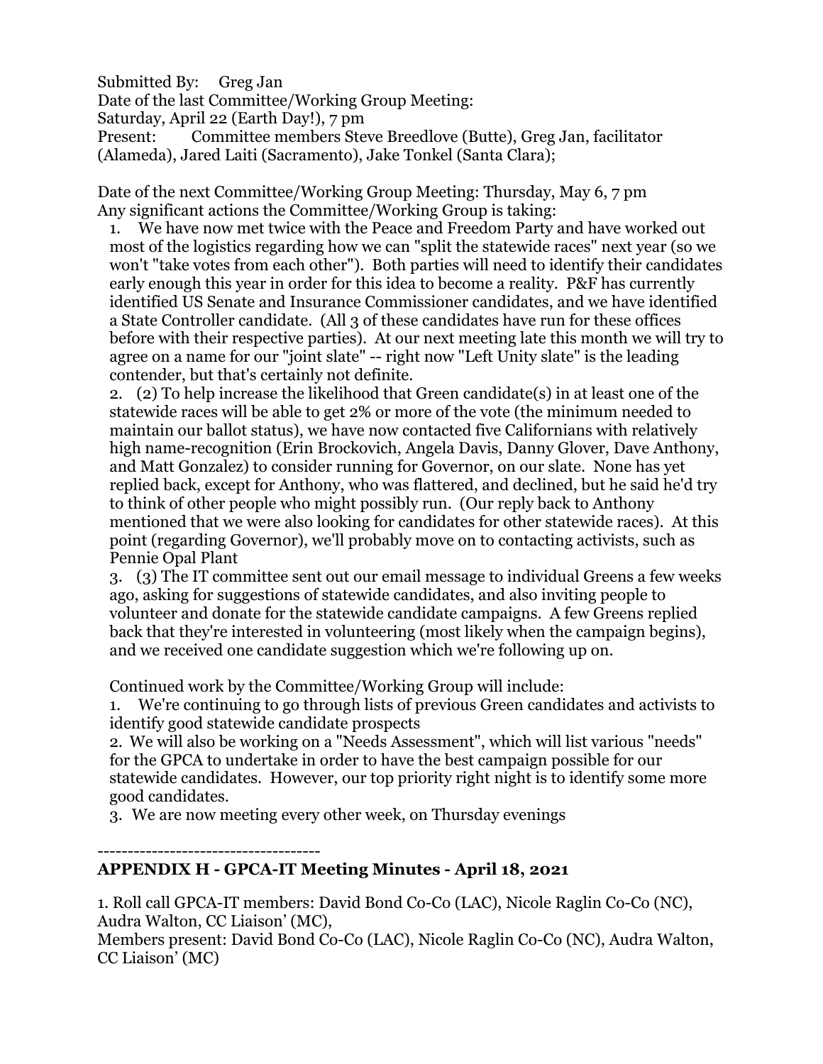Submitted By: Greg Jan

Date of the last Committee/Working Group Meeting:

Saturday, April 22 (Earth Day!), 7 pm

Present: Committee members Steve Breedlove (Butte), Greg Jan, facilitator (Alameda), Jared Laiti (Sacramento), Jake Tonkel (Santa Clara);

Date of the next Committee/Working Group Meeting: Thursday, May 6, 7 pm

Any significant actions the Committee/Working Group is taking:

1. We have now met twice with the Peace and Freedom Party and have worked out most of the logistics regarding how we can "split the statewide races" next year (so we won't "take votes from each other"). Both parties will need to identify their candidates early enough this year in order for this idea to become a reality. P&F has currently identified US Senate and Insurance Commissioner candidates, and we have identified a State Controller candidate. (All 3 of these candidates have run for these offices before with their respective parties). At our next meeting late this month we will try to agree on a name for our "joint slate" -- right now "Left Unity slate" is the leading contender, but that's certainly not definite.
2. (2) To help increase the likelihood that Green candidate(s) in at least one of the statewide races will be able to get 2% or more of the vote (the minimum needed to maintain our ballot status), we have now contacted five Californians with relatively high name-recognition (Erin Brockovich, Angela Davis, Danny Glover, Dave Anthony, and Matt Gonzalez) to consider running for Governor, on our slate. None has yet replied back, except for Anthony, who was flattered, and declined, but he said he'd try to think of other people who might possibly run. (Our reply back to Anthony mentioned that we were also looking for candidates for other statewide races). At this point (regarding Governor), we'll probably move on to contacting activists, such as Pennie Opal Plant
3. (3) The IT committee sent out our email message to individual Greens a few weeks ago, asking for suggestions of statewide candidates, and also inviting people to volunteer and donate for the statewide candidate campaigns. A few Greens replied back that they're interested in volunteering (most likely when the campaign begins), and we received one candidate suggestion which we're following up on.

Continued work by the Committee/Working Group will include:

1. We're continuing to go through lists of previous Green candidates and activists to identify good statewide candidate prospects
2. We will also be working on a "Needs Assessment", which will list various "needs" for the GPCA to undertake in order to have the best campaign possible for our statewide candidates. However, our top priority right night is to identify some more good candidates.
3. We are now meeting every other week, on Thursday evenings

------------------------------------

**APPENDIX H - GPCA-IT Meeting Minutes - April 18, 2021**

1. Roll call GPCA-IT members: David Bond Co-Co (LAC), Nicole Raglin Co-Co (NC), Audra Walton, CC Liaison' (MC),

Members present: David Bond Co-Co (LAC), Nicole Raglin Co-Co (NC), Audra Walton, CC Liaison' (MC)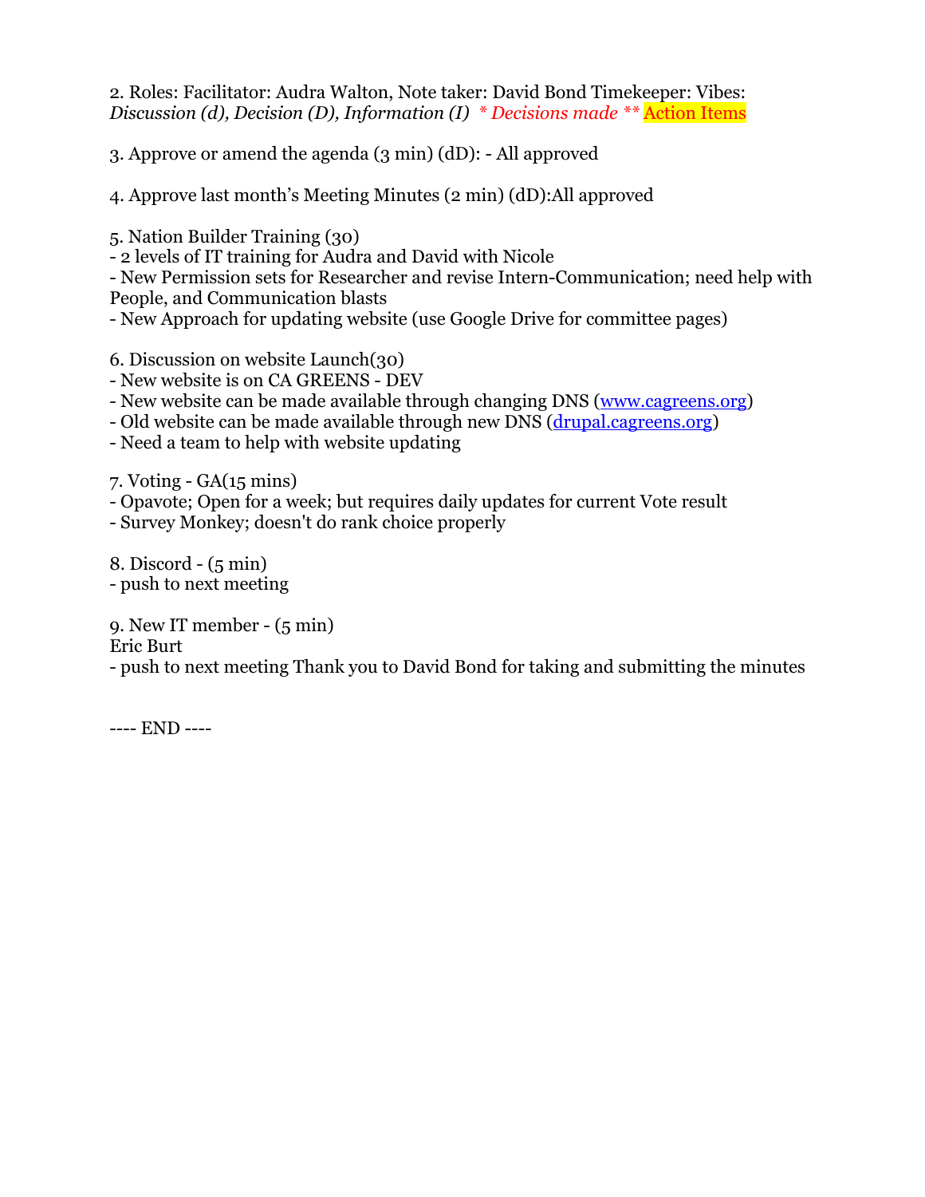2. Roles: Facilitator: Audra Walton, Note taker: David Bond Timekeeper: Vibes:
*Discussion (d), Decision (D), Information (I)* * *Decisions made* ** Action Items

3. Approve or amend the agenda (3 min) (dD): - All approved

4. Approve last month's Meeting Minutes (2 min) (dD):All approved

5. Nation Builder Training (30)
- 2 levels of IT training for Audra and David with Nicole
- New Permission sets for Researcher and revise Intern-Communication; need help with People, and Communication blasts
- New Approach for updating website (use Google Drive for committee pages)

6. Discussion on website Launch(30)
- New website is on CA GREENS - DEV
- New website can be made available through changing DNS (www.cagreens.org)
- Old website can be made available through new DNS (drupal.cagreens.org)
- Need a team to help with website updating

7. Voting - GA(15 mins)
- Opavote; Open for a week; but requires daily updates for current Vote result
- Survey Monkey; doesn't do rank choice properly

8. Discord - (5 min)
- push to next meeting

9. New IT member - (5 min)
Eric Burt
- push to next meeting Thank you to David Bond for taking and submitting the minutes

---- END ----